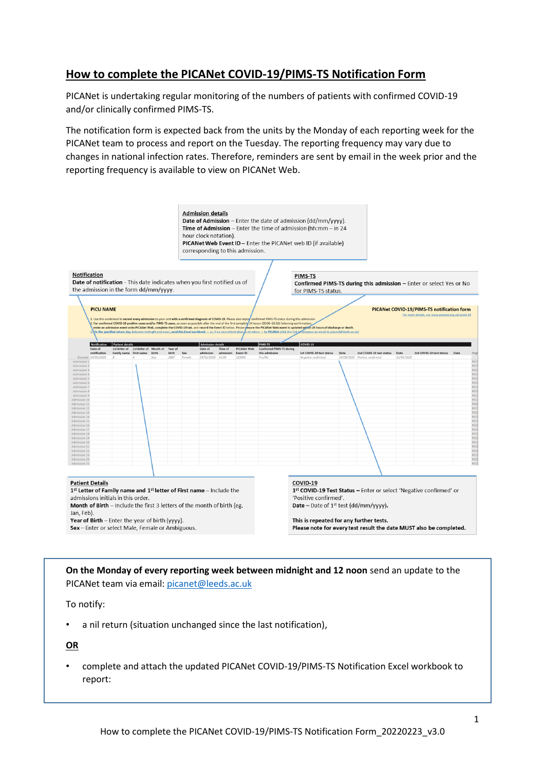# How to complete the PICANet COVID-19/PIMS-TS Notification Form

PICANet is undertaking regular monitoring of the numbers of patients with confirmed COVID-19 and/or clinically confirmed PIMS-TS.

The notification form is expected back from the units by the Monday of each reporting week for the PICANet team to process and report on the Tuesday. The reporting frequency may vary due to changes in national infection rates. Therefore, reminders are sent by email in the week prior and the reporting frequency is available to view on PICANet Web.

**Admission details**
**Date of Admission** – Enter the date of admission (dd/mm/yyyy).
**Time of Admission** – Enter the time of admission (hh:mm – in 24 hour clock notation).
**PICANet Web Event ID** – Enter the PICANet web ID (if available) corresponding to this admission.

**Notification**
**Date of notification** - This date indicates when you first notified us of the admission in the form dd/mm/yyyy.

**PIMS-TS**
**Confirmed PIMS-TS during this admission** – Enter or select Yes or No for PIMS-TS status.

**Patient Details**
**1st Letter of Family name and 1st letter of First name** – Include the admissions initials in this order.
**Month of Birth** – Include the first 3 letters of the month of birth (eg. Jan, Feb).
**Year of Birth** – Enter the year of birth (yyyy).
**Sex** – Enter or select Male, Female or Ambiguous.

**COVID-19**
**1st COVID-19 Test Status** – Enter or select 'Negative confirmed' or 'Positive confirmed'.
**Date** – Date of 1st test (dd/mm/yyyy).

**This is repeated for any further tests.**
**Please note for every test result the date MUST also be completed.**

**On the Monday of every reporting week between midnight and 12 noon** send an update to the PICANet team via email: picanet@leeds.ac.uk

To notify:

- a nil return (situation unchanged since the last notification),

**OR**

- complete and attach the updated PICANet COVID-19/PIMS-TS Notification Excel workbook to report: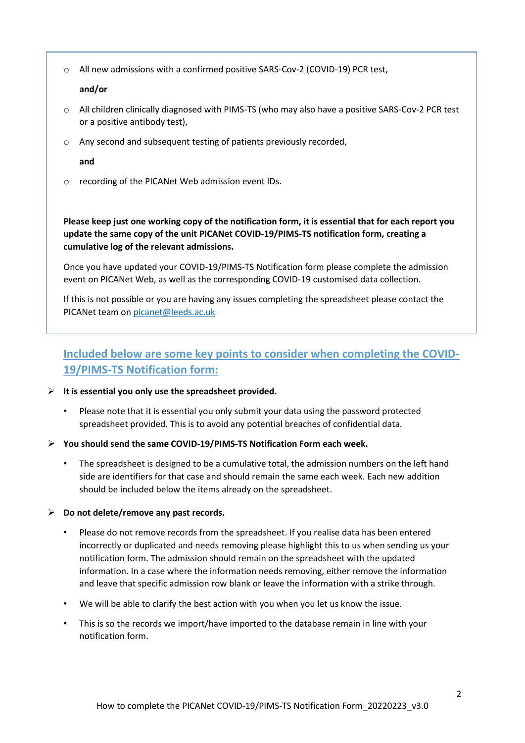- All new admissions with a confirmed positive SARS-Cov-2 (COVID-19) PCR test,

  **and/or**

- All children clinically diagnosed with PIMS-TS (who may also have a positive SARS-Cov-2 PCR test or a positive antibody test),
- Any second and subsequent testing of patients previously recorded,

  **and**

- recording of the PICANet Web admission event IDs.

**Please keep just one working copy of the notification form, it is essential that for each report you update the same copy of the unit PICANet COVID-19/PIMS-TS notification form, creating a cumulative log of the relevant admissions.**

Once you have updated your COVID-19/PIMS-TS Notification form please complete the admission event on PICANet Web, as well as the corresponding COVID-19 customised data collection.

If this is not possible or you are having any issues completing the spreadsheet please contact the PICANet team on picanet@leeds.ac.uk

## Included below are some key points to consider when completing the COVID-19/PIMS-TS Notification form:

- **It is essential you only use the spreadsheet provided.**
  - Please note that it is essential you only submit your data using the password protected spreadsheet provided. This is to avoid any potential breaches of confidential data.
- **You should send the same COVID-19/PIMS-TS Notification Form each week.**
  - The spreadsheet is designed to be a cumulative total, the admission numbers on the left hand side are identifiers for that case and should remain the same each week. Each new addition should be included below the items already on the spreadsheet.
- **Do not delete/remove any past records.**
  - Please do not remove records from the spreadsheet. If you realise data has been entered incorrectly or duplicated and needs removing please highlight this to us when sending us your notification form. The admission should remain on the spreadsheet with the updated information. In a case where the information needs removing, either remove the information and leave that specific admission row blank or leave the information with a strike through.
  - We will be able to clarify the best action with you when you let us know the issue.
  - This is so the records we import/have imported to the database remain in line with your notification form.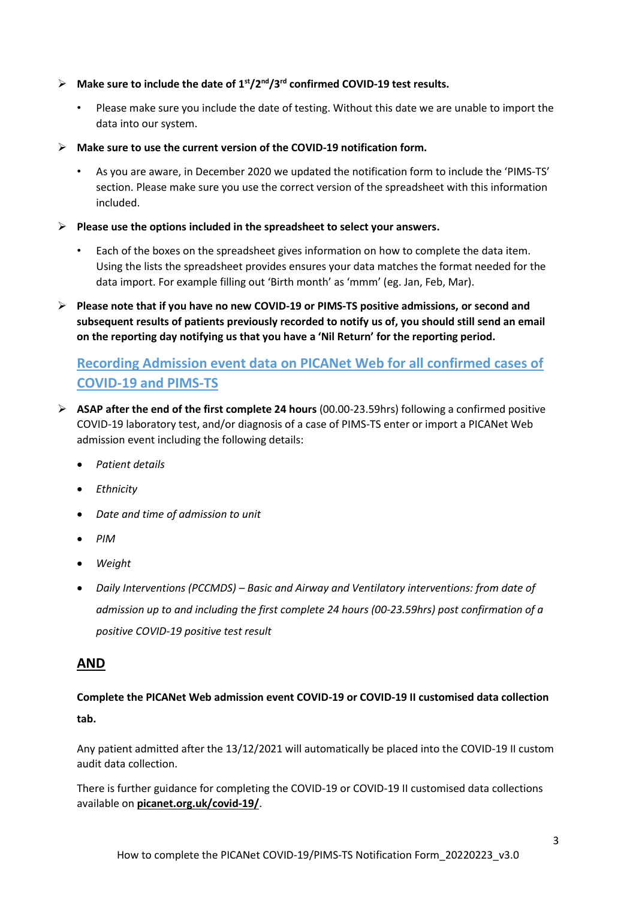- **Make sure to include the date of 1st/2nd/3rd confirmed COVID-19 test results.**
  - Please make sure you include the date of testing. Without this date we are unable to import the data into our system.
- **Make sure to use the current version of the COVID-19 notification form.**
  - As you are aware, in December 2020 we updated the notification form to include the 'PIMS-TS' section. Please make sure you use the correct version of the spreadsheet with this information included.
- **Please use the options included in the spreadsheet to select your answers.**
  - Each of the boxes on the spreadsheet gives information on how to complete the data item. Using the lists the spreadsheet provides ensures your data matches the format needed for the data import. For example filling out 'Birth month' as 'mmm' (eg. Jan, Feb, Mar).
- **Please note that if you have no new COVID-19 or PIMS-TS positive admissions, or second and subsequent results of patients previously recorded to notify us of, you should still send an email on the reporting day notifying us that you have a 'Nil Return' for the reporting period.**

## Recording Admission event data on PICANet Web for all confirmed cases of COVID-19 and PIMS-TS

- **ASAP after the end of the first complete 24 hours** (00.00-23.59hrs) following a confirmed positive COVID-19 laboratory test, and/or diagnosis of a case of PIMS-TS enter or import a PICANet Web admission event including the following details:
  - *Patient details*
  - *Ethnicity*
  - *Date and time of admission to unit*
  - *PIM*
  - *Weight*
  - *Daily Interventions (PCCMDS) – Basic and Airway and Ventilatory interventions: from date of admission up to and including the first complete 24 hours (00-23.59hrs) post confirmation of a positive COVID-19 positive test result*

**AND**

**Complete the PICANet Web admission event COVID-19 or COVID-19 II customised data collection tab.**

Any patient admitted after the 13/12/2021 will automatically be placed into the COVID-19 II custom audit data collection.

There is further guidance for completing the COVID-19 or COVID-19 II customised data collections available on **picanet.org.uk/covid-19/**.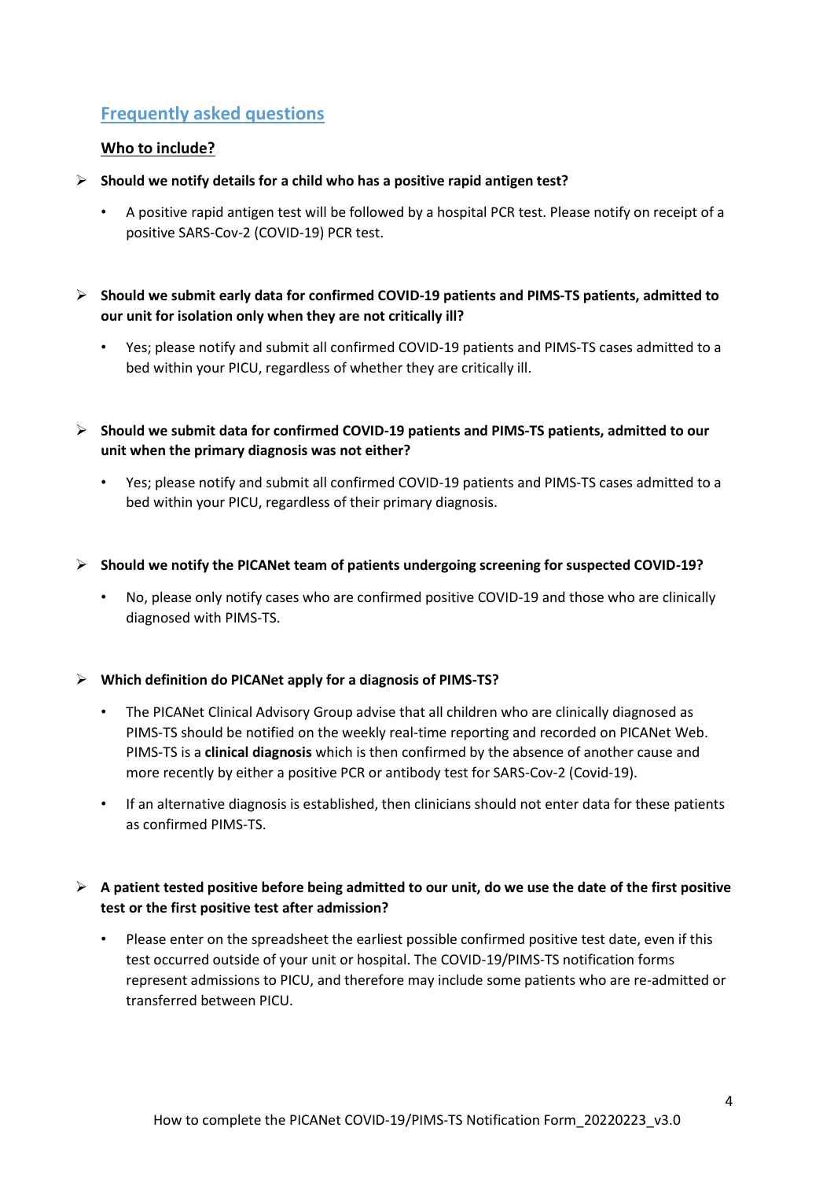## Frequently asked questions

### Who to include?

- **Should we notify details for a child who has a positive rapid antigen test?**
  - A positive rapid antigen test will be followed by a hospital PCR test. Please notify on receipt of a positive SARS-Cov-2 (COVID-19) PCR test.

- **Should we submit early data for confirmed COVID-19 patients and PIMS-TS patients, admitted to our unit for isolation only when they are not critically ill?**
  - Yes; please notify and submit all confirmed COVID-19 patients and PIMS-TS cases admitted to a bed within your PICU, regardless of whether they are critically ill.

- **Should we submit data for confirmed COVID-19 patients and PIMS-TS patients, admitted to our unit when the primary diagnosis was not either?**
  - Yes; please notify and submit all confirmed COVID-19 patients and PIMS-TS cases admitted to a bed within your PICU, regardless of their primary diagnosis.

- **Should we notify the PICANet team of patients undergoing screening for suspected COVID-19?**
  - No, please only notify cases who are confirmed positive COVID-19 and those who are clinically diagnosed with PIMS-TS.

- **Which definition do PICANet apply for a diagnosis of PIMS-TS?**
  - The PICANet Clinical Advisory Group advise that all children who are clinically diagnosed as PIMS-TS should be notified on the weekly real-time reporting and recorded on PICANet Web. PIMS-TS is a **clinical diagnosis** which is then confirmed by the absence of another cause and more recently by either a positive PCR or antibody test for SARS-Cov-2 (Covid-19).
  - If an alternative diagnosis is established, then clinicians should not enter data for these patients as confirmed PIMS-TS.

- **A patient tested positive before being admitted to our unit, do we use the date of the first positive test or the first positive test after admission?**
  - Please enter on the spreadsheet the earliest possible confirmed positive test date, even if this test occurred outside of your unit or hospital. The COVID-19/PIMS-TS notification forms represent admissions to PICU, and therefore may include some patients who are re-admitted or transferred between PICU.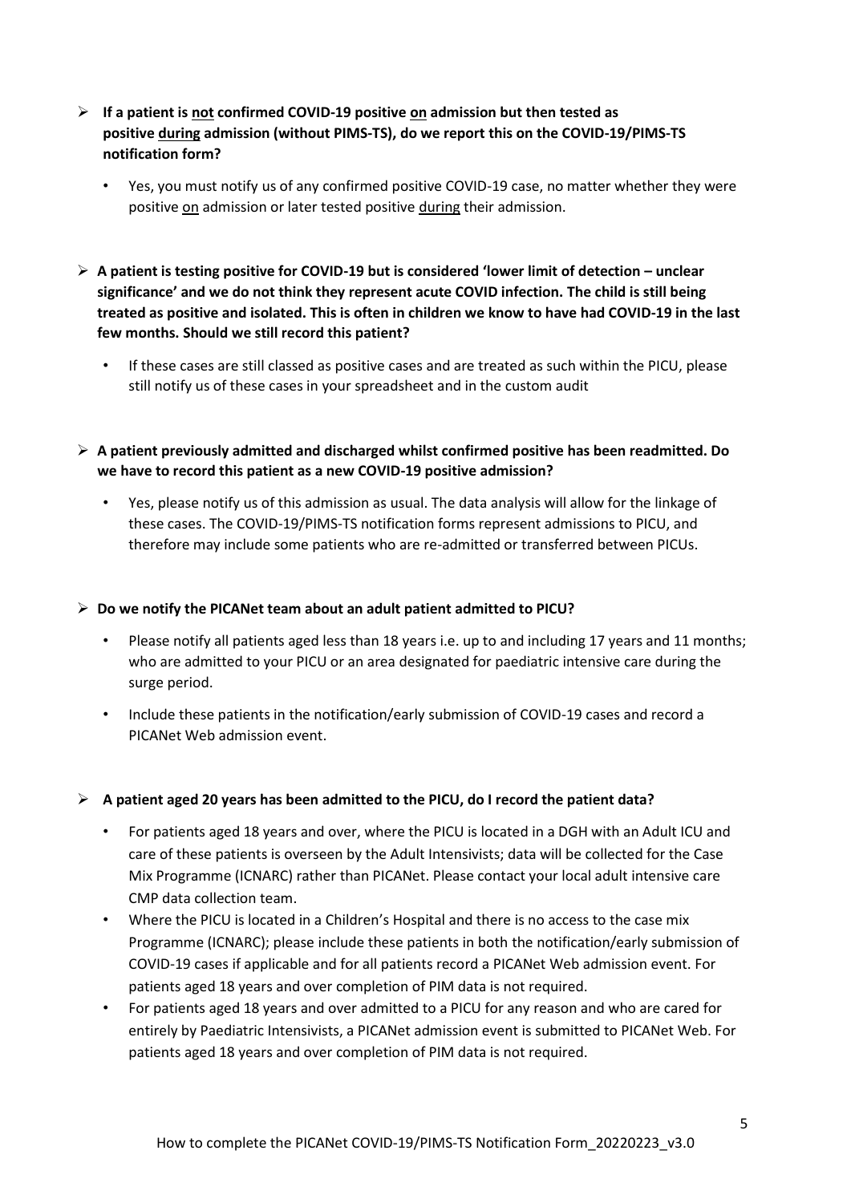- **If a patient is <u>not</u> confirmed COVID-19 positive <u>on</u> admission but then tested as positive <u>during</u> admission (without PIMS-TS), do we report this on the COVID-19/PIMS-TS notification form?**
  - Yes, you must notify us of any confirmed positive COVID-19 case, no matter whether they were positive <u>on</u> admission or later tested positive <u>during</u> their admission.

- **A patient is testing positive for COVID-19 but is considered 'lower limit of detection – unclear significance' and we do not think they represent acute COVID infection. The child is still being treated as positive and isolated. This is often in children we know to have had COVID-19 in the last few months. Should we still record this patient?**
  - If these cases are still classed as positive cases and are treated as such within the PICU, please still notify us of these cases in your spreadsheet and in the custom audit

- **A patient previously admitted and discharged whilst confirmed positive has been readmitted. Do we have to record this patient as a new COVID-19 positive admission?**
  - Yes, please notify us of this admission as usual. The data analysis will allow for the linkage of these cases. The COVID-19/PIMS-TS notification forms represent admissions to PICU, and therefore may include some patients who are re-admitted or transferred between PICUs.

- **Do we notify the PICANet team about an adult patient admitted to PICU?**
  - Please notify all patients aged less than 18 years i.e. up to and including 17 years and 11 months; who are admitted to your PICU or an area designated for paediatric intensive care during the surge period.
  - Include these patients in the notification/early submission of COVID-19 cases and record a PICANet Web admission event.

- **A patient aged 20 years has been admitted to the PICU, do I record the patient data?**
  - For patients aged 18 years and over, where the PICU is located in a DGH with an Adult ICU and care of these patients is overseen by the Adult Intensivists; data will be collected for the Case Mix Programme (ICNARC) rather than PICANet. Please contact your local adult intensive care CMP data collection team.
  - Where the PICU is located in a Children's Hospital and there is no access to the case mix Programme (ICNARC); please include these patients in both the notification/early submission of COVID-19 cases if applicable and for all patients record a PICANet Web admission event. For patients aged 18 years and over completion of PIM data is not required.
  - For patients aged 18 years and over admitted to a PICU for any reason and who are cared for entirely by Paediatric Intensivists, a PICANet admission event is submitted to PICANet Web. For patients aged 18 years and over completion of PIM data is not required.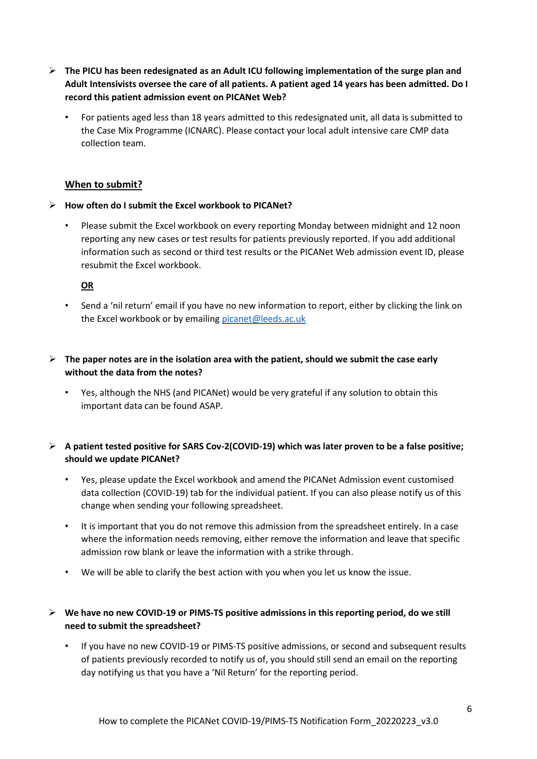- **The PICU has been redesignated as an Adult ICU following implementation of the surge plan and Adult Intensivists oversee the care of all patients. A patient aged 14 years has been admitted. Do I record this patient admission event on PICANet Web?**
  - For patients aged less than 18 years admitted to this redesignated unit, all data is submitted to the Case Mix Programme (ICNARC). Please contact your local adult intensive care CMP data collection team.

## When to submit?

- **How often do I submit the Excel workbook to PICANet?**
  - Please submit the Excel workbook on every reporting Monday between midnight and 12 noon reporting any new cases or test results for patients previously reported. If you add additional information such as second or third test results or the PICANet Web admission event ID, please resubmit the Excel workbook.

    **OR**

  - Send a 'nil return' email if you have no new information to report, either by clicking the link on the Excel workbook or by emailing picanet@leeds.ac.uk

- **The paper notes are in the isolation area with the patient, should we submit the case early without the data from the notes?**
  - Yes, although the NHS (and PICANet) would be very grateful if any solution to obtain this important data can be found ASAP.

- **A patient tested positive for SARS Cov-2(COVID-19) which was later proven to be a false positive; should we update PICANet?**
  - Yes, please update the Excel workbook and amend the PICANet Admission event customised data collection (COVID-19) tab for the individual patient. If you can also please notify us of this change when sending your following spreadsheet.
  - It is important that you do not remove this admission from the spreadsheet entirely. In a case where the information needs removing, either remove the information and leave that specific admission row blank or leave the information with a strike through.
  - We will be able to clarify the best action with you when you let us know the issue.

- **We have no new COVID-19 or PIMS-TS positive admissions in this reporting period, do we still need to submit the spreadsheet?**
  - If you have no new COVID-19 or PIMS-TS positive admissions, or second and subsequent results of patients previously recorded to notify us of, you should still send an email on the reporting day notifying us that you have a 'Nil Return' for the reporting period.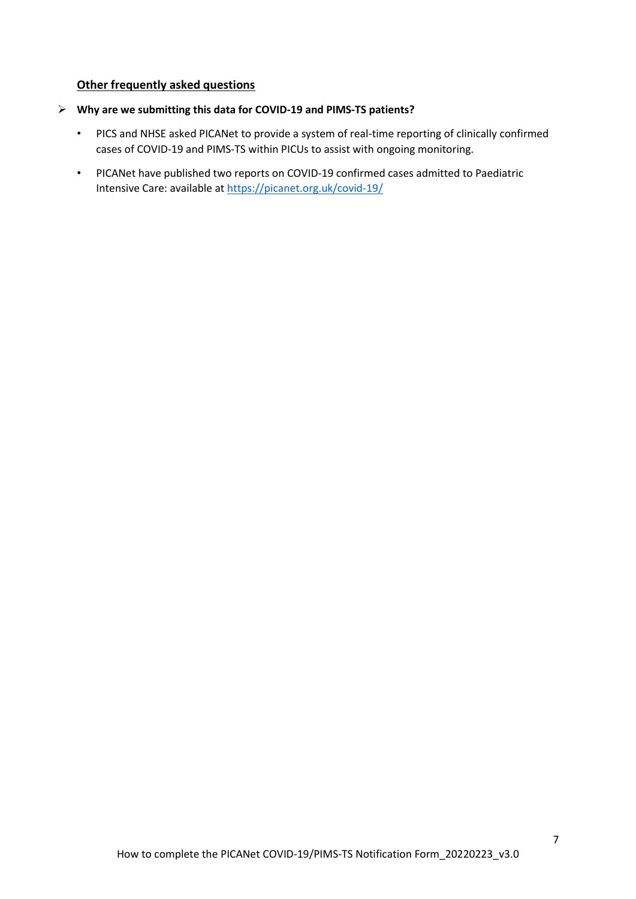## Other frequently asked questions

- **Why are we submitting this data for COVID-19 and PIMS-TS patients?**
  - PICS and NHSE asked PICANet to provide a system of real-time reporting of clinically confirmed cases of COVID-19 and PIMS-TS within PICUs to assist with ongoing monitoring.
  - PICANet have published two reports on COVID-19 confirmed cases admitted to Paediatric Intensive Care: available at [https://picanet.org.uk/covid-19/](https://picanet.org.uk/covid-19/)